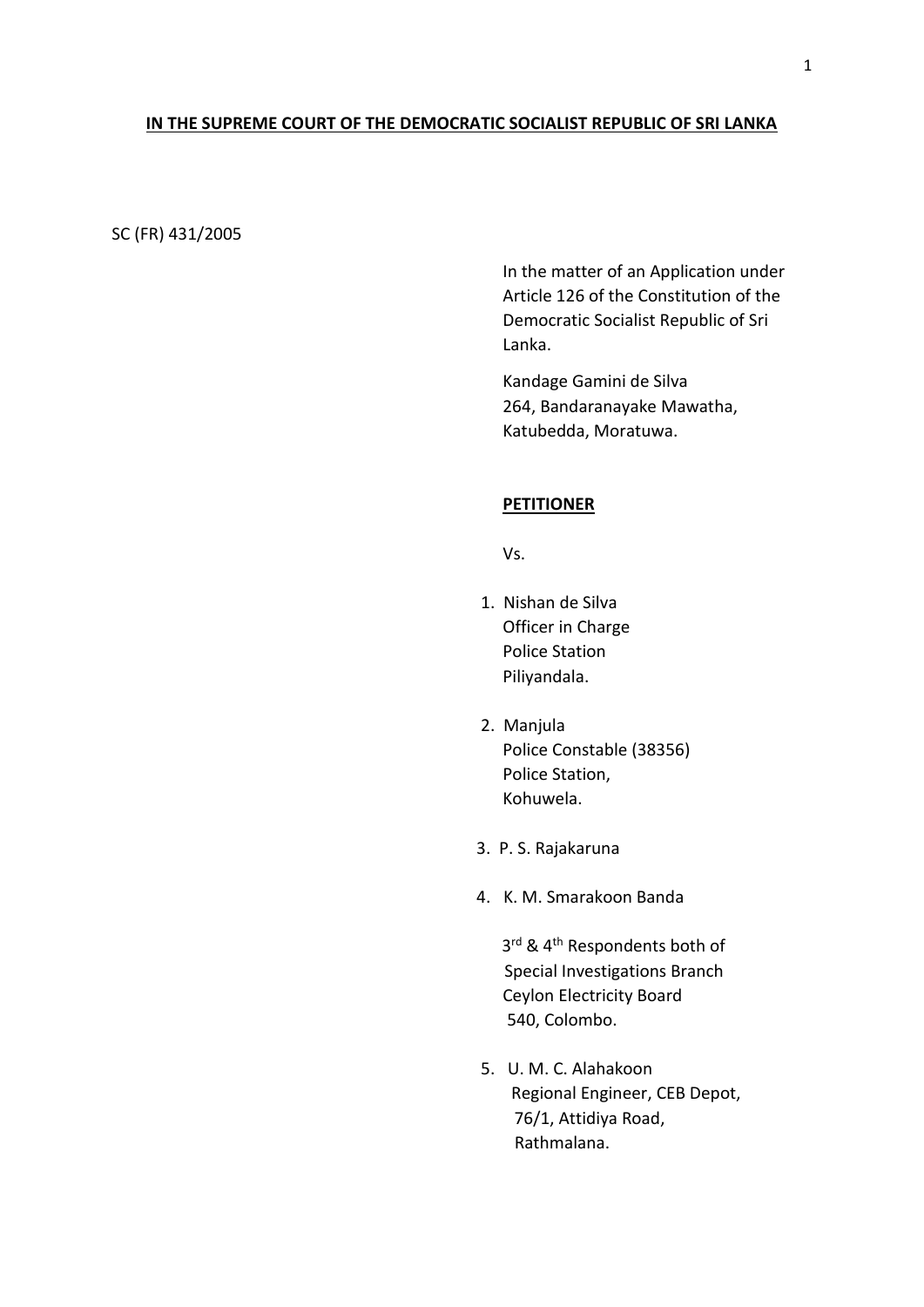**IN THE SUPREME COURT OF THE DEMOCRATIC SOCIALIST REPUBLIC OF SRI LANKA**

SC (FR) 431/2005

In the matter of an Application under Article 126 of the Constitution of the Democratic Socialist Republic of Sri Lanka.

Kandage Gamini de Silva
264, Bandaranayake Mawatha,
Katubedda, Moratuwa.

**PETITIONER**

Vs.

1. Nishan de Silva
   Officer in Charge
   Police Station
   Piliyandala.

2. Manjula
   Police Constable (38356)
   Police Station,
   Kohuwela.

3. P. S. Rajakaruna

4. K. M. Smarakoon Banda

   3rd & 4th Respondents both of
   Special Investigations Branch
   Ceylon Electricity Board
   540, Colombo.

5. U. M. C. Alahakoon
   Regional Engineer, CEB Depot,
   76/1, Attidiya Road,
   Rathmalana.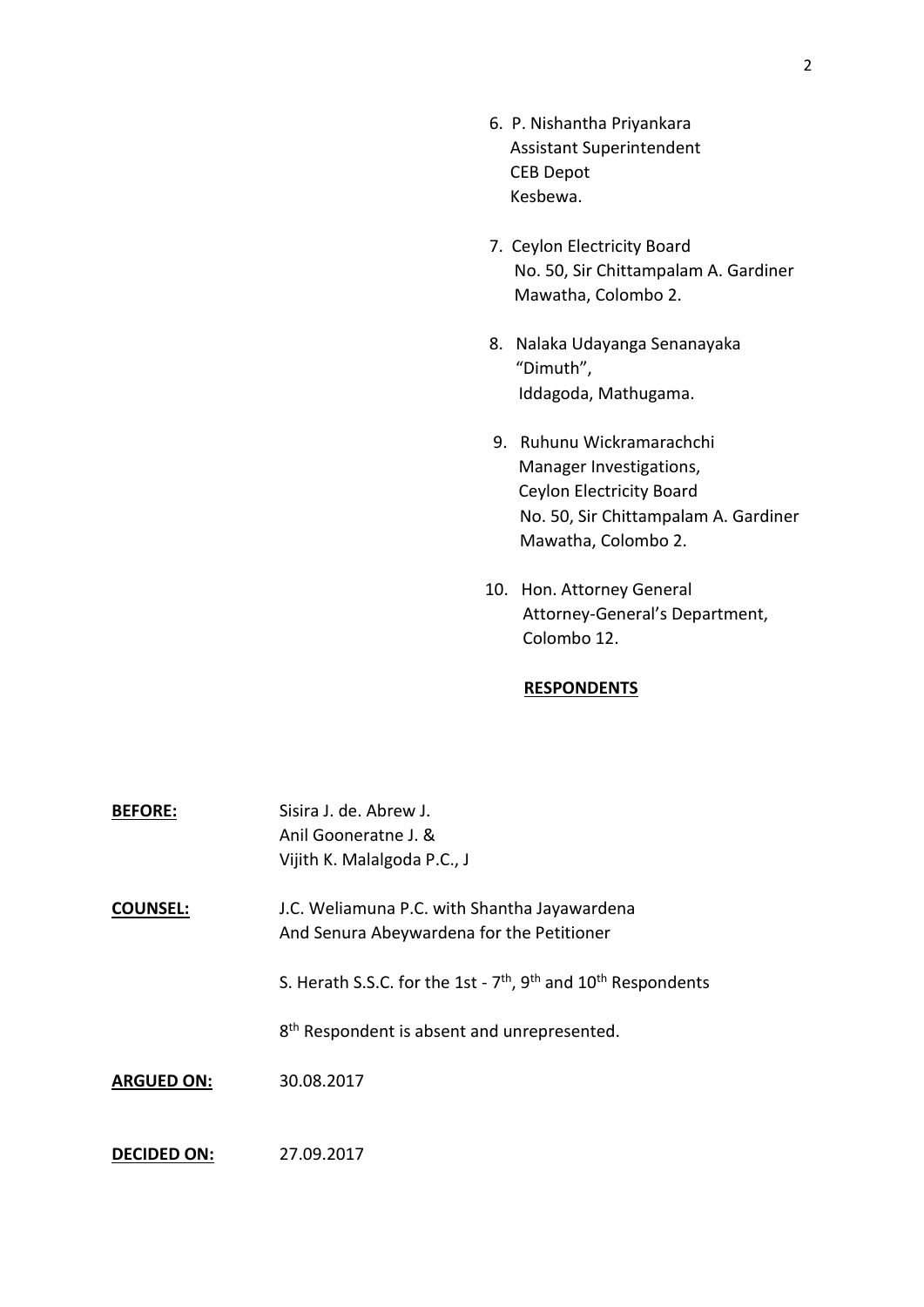6. P. Nishantha Priyankara
   Assistant Superintendent
   CEB Depot
   Kesbewa.

7. Ceylon Electricity Board
   No. 50, Sir Chittampalam A. Gardiner
   Mawatha, Colombo 2.

8. Nalaka Udayanga Senanayaka
   "Dimuth",
   Iddagoda, Mathugama.

9. Ruhunu Wickramarachchi
   Manager Investigations,
   Ceylon Electricity Board
   No. 50, Sir Chittampalam A. Gardiner
   Mawatha, Colombo 2.

10. Hon. Attorney General
    Attorney-General's Department,
    Colombo 12.

**RESPONDENTS**

**BEFORE:** Sisira J. de. Abrew J.
Anil Gooneratne J. &
Vijith K. Malalgoda P.C., J

**COUNSEL:** J.C. Weliamuna P.C. with Shantha Jayawardena
And Senura Abeywardena for the Petitioner

S. Herath S.S.C. for the 1st - 7th, 9th and 10th Respondents

8th Respondent is absent and unrepresented.

**ARGUED ON:** 30.08.2017

**DECIDED ON:** 27.09.2017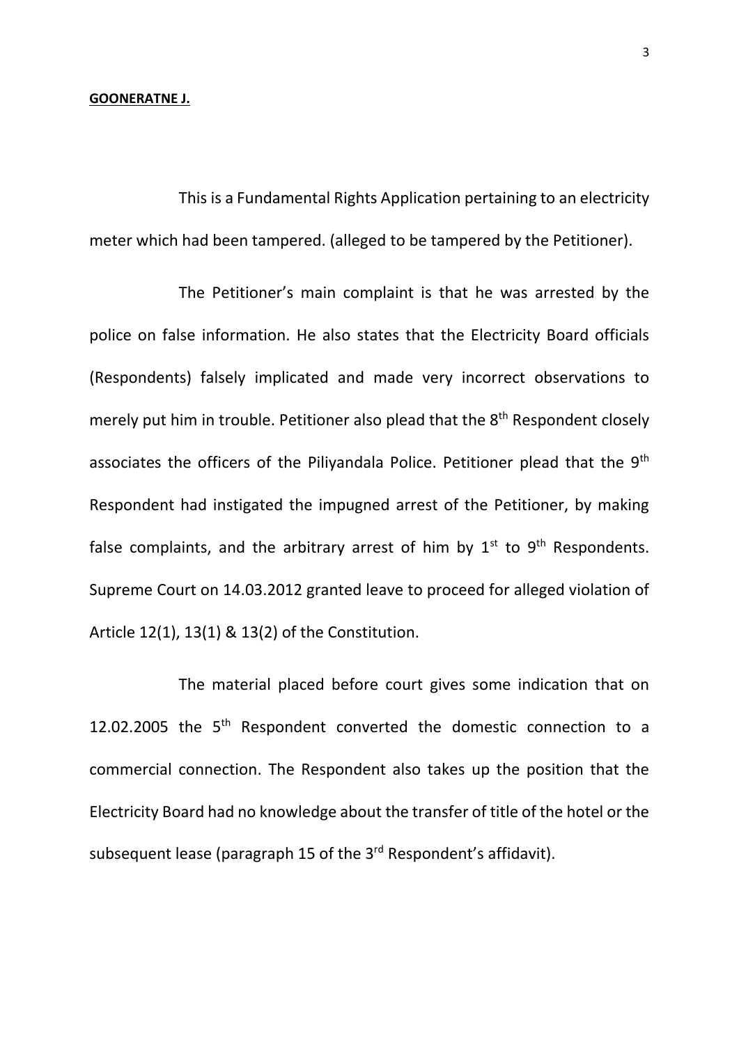**GOONERATNE J.**

This is a Fundamental Rights Application pertaining to an electricity meter which had been tampered. (alleged to be tampered by the Petitioner).

The Petitioner's main complaint is that he was arrested by the police on false information. He also states that the Electricity Board officials (Respondents) falsely implicated and made very incorrect observations to merely put him in trouble. Petitioner also plead that the 8th Respondent closely associates the officers of the Piliyandala Police. Petitioner plead that the 9th Respondent had instigated the impugned arrest of the Petitioner, by making false complaints, and the arbitrary arrest of him by 1st to 9th Respondents. Supreme Court on 14.03.2012 granted leave to proceed for alleged violation of Article 12(1), 13(1) & 13(2) of the Constitution.

The material placed before court gives some indication that on 12.02.2005 the 5th Respondent converted the domestic connection to a commercial connection. The Respondent also takes up the position that the Electricity Board had no knowledge about the transfer of title of the hotel or the subsequent lease (paragraph 15 of the 3rd Respondent's affidavit).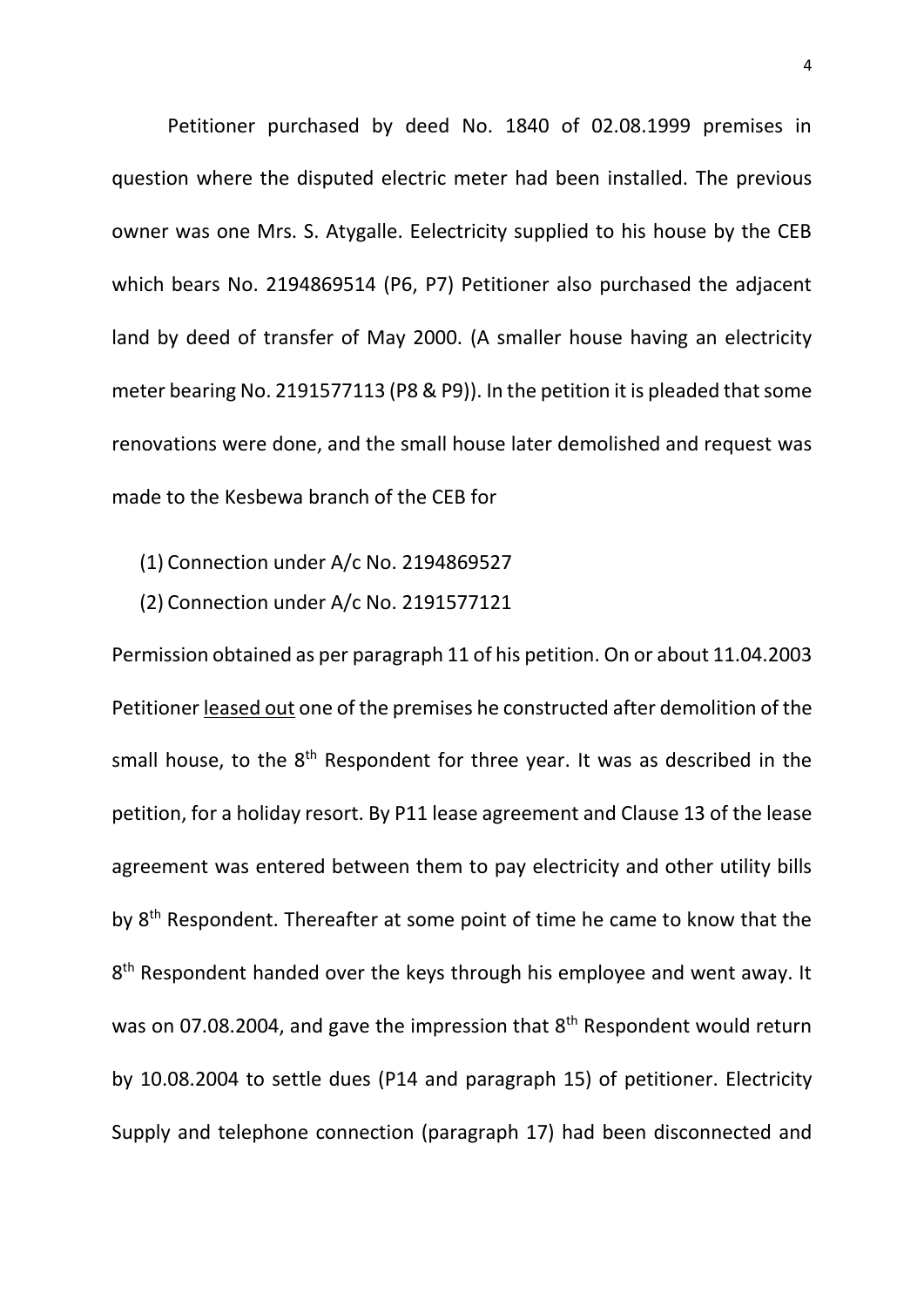Petitioner purchased by deed No. 1840 of 02.08.1999 premises in question where the disputed electric meter had been installed. The previous owner was one Mrs. S. Atygalle. Eelectricity supplied to his house by the CEB which bears No. 2194869514 (P6, P7) Petitioner also purchased the adjacent land by deed of transfer of May 2000. (A smaller house having an electricity meter bearing No. 2191577113 (P8 & P9)). In the petition it is pleaded that some renovations were done, and the small house later demolished and request was made to the Kesbewa branch of the CEB for

(1) Connection under A/c No. 2194869527
(2) Connection under A/c No. 2191577121

Permission obtained as per paragraph 11 of his petition. On or about 11.04.2003 Petitioner <u>leased out</u> one of the premises he constructed after demolition of the small house, to the 8th Respondent for three year. It was as described in the petition, for a holiday resort. By P11 lease agreement and Clause 13 of the lease agreement was entered between them to pay electricity and other utility bills by 8th Respondent. Thereafter at some point of time he came to know that the 8th Respondent handed over the keys through his employee and went away. It was on 07.08.2004, and gave the impression that 8th Respondent would return by 10.08.2004 to settle dues (P14 and paragraph 15) of petitioner. Electricity Supply and telephone connection (paragraph 17) had been disconnected and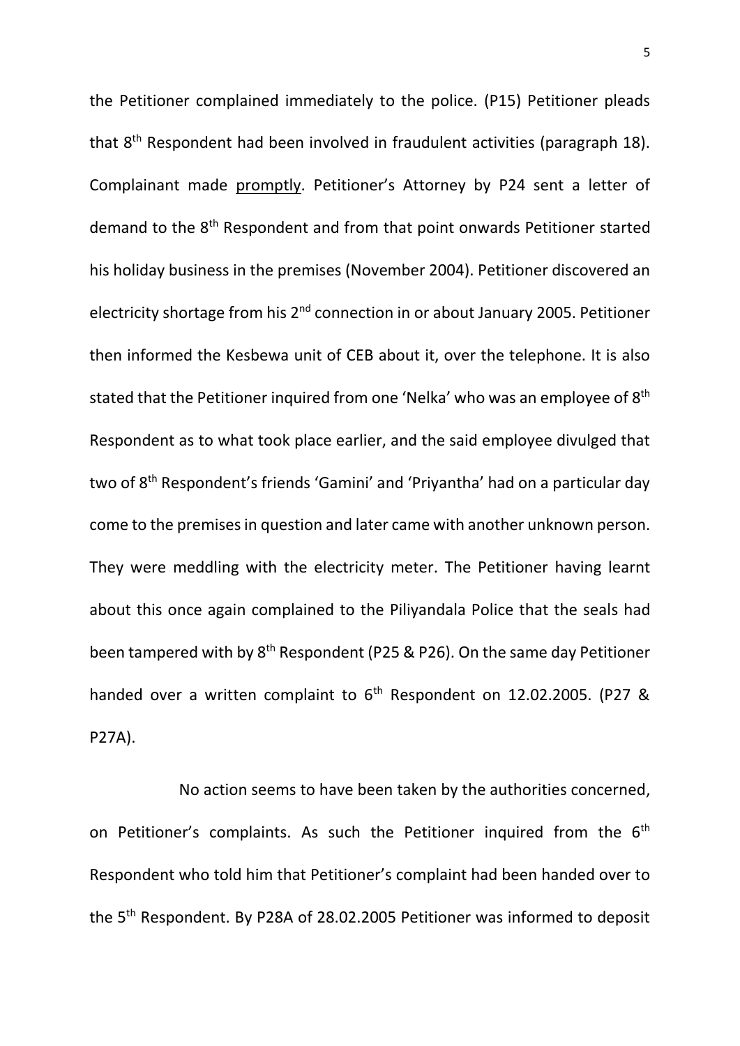the Petitioner complained immediately to the police. (P15) Petitioner pleads that 8th Respondent had been involved in fraudulent activities (paragraph 18). Complainant made <u>promptly</u>. Petitioner's Attorney by P24 sent a letter of demand to the 8th Respondent and from that point onwards Petitioner started his holiday business in the premises (November 2004). Petitioner discovered an electricity shortage from his 2nd connection in or about January 2005. Petitioner then informed the Kesbewa unit of CEB about it, over the telephone. It is also stated that the Petitioner inquired from one 'Nelka' who was an employee of 8th Respondent as to what took place earlier, and the said employee divulged that two of 8th Respondent's friends 'Gamini' and 'Priyantha' had on a particular day come to the premises in question and later came with another unknown person. They were meddling with the electricity meter. The Petitioner having learnt about this once again complained to the Piliyandala Police that the seals had been tampered with by 8th Respondent (P25 & P26). On the same day Petitioner handed over a written complaint to 6th Respondent on 12.02.2005. (P27 & P27A).

No action seems to have been taken by the authorities concerned, on Petitioner's complaints. As such the Petitioner inquired from the 6th Respondent who told him that Petitioner's complaint had been handed over to the 5th Respondent. By P28A of 28.02.2005 Petitioner was informed to deposit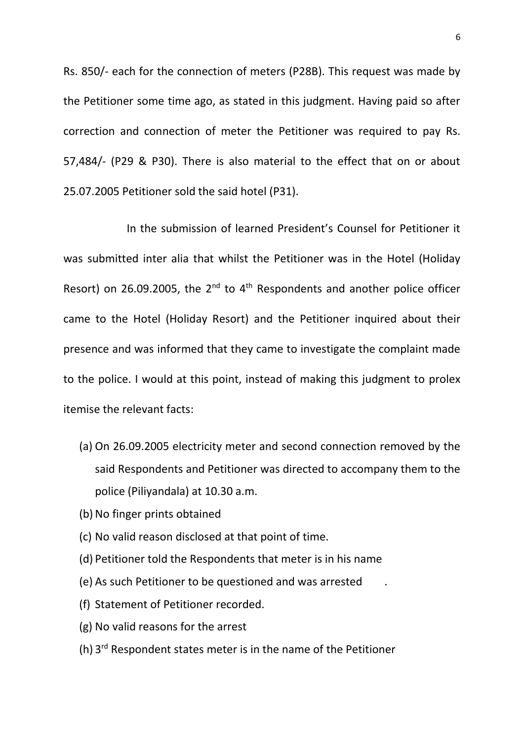Rs. 850/- each for the connection of meters (P28B). This request was made by the Petitioner some time ago, as stated in this judgment. Having paid so after correction and connection of meter the Petitioner was required to pay Rs. 57,484/- (P29 & P30). There is also material to the effect that on or about 25.07.2005 Petitioner sold the said hotel (P31).

In the submission of learned President's Counsel for Petitioner it was submitted inter alia that whilst the Petitioner was in the Hotel (Holiday Resort) on 26.09.2005, the 2nd to 4th Respondents and another police officer came to the Hotel (Holiday Resort) and the Petitioner inquired about their presence and was informed that they came to investigate the complaint made to the police. I would at this point, instead of making this judgment to prolex itemise the relevant facts:

(a) On 26.09.2005 electricity meter and second connection removed by the said Respondents and Petitioner was directed to accompany them to the police (Piliyandala) at 10.30 a.m.

(b) No finger prints obtained

(c) No valid reason disclosed at that point of time.

(d) Petitioner told the Respondents that meter is in his name

(e) As such Petitioner to be questioned and was arrested .

(f) Statement of Petitioner recorded.

(g) No valid reasons for the arrest

(h) 3rd Respondent states meter is in the name of the Petitioner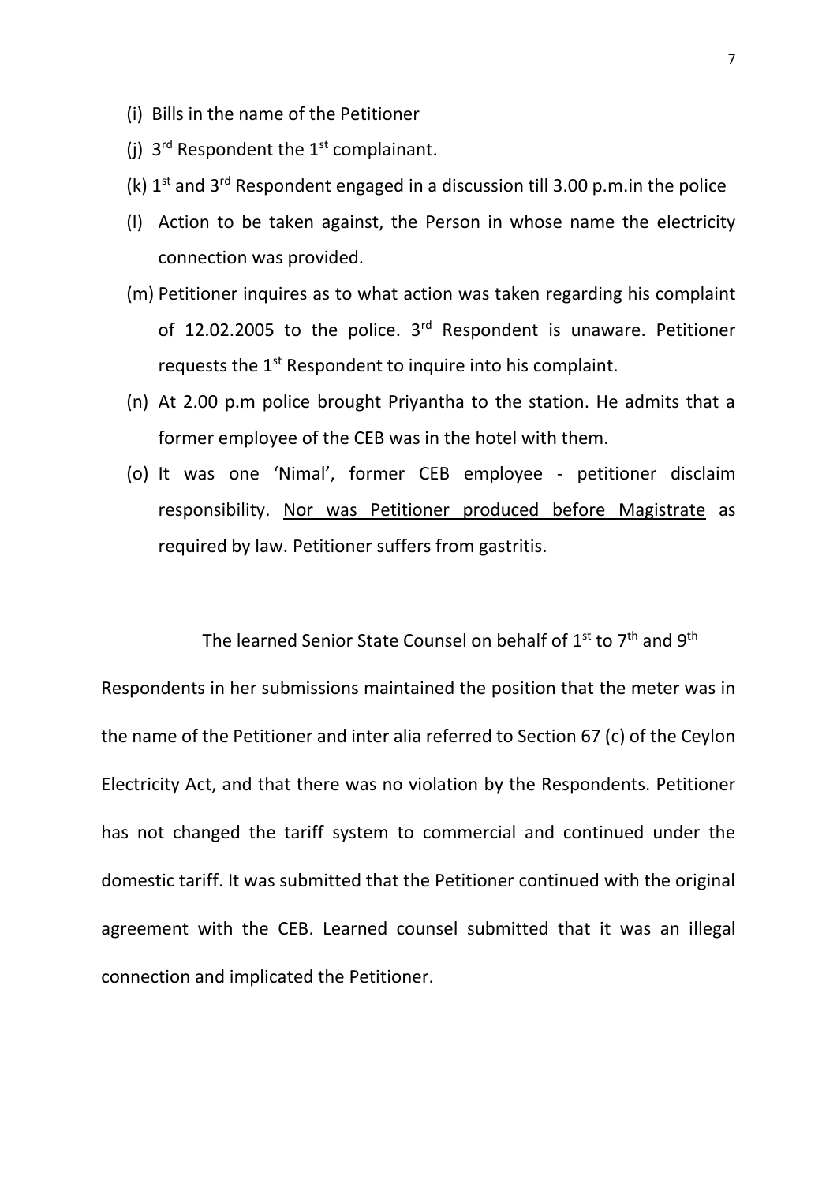(i) Bills in the name of the Petitioner

(j) 3rd Respondent the 1st complainant.

(k) 1st and 3rd Respondent engaged in a discussion till 3.00 p.m.in the police

(l) Action to be taken against, the Person in whose name the electricity connection was provided.

(m) Petitioner inquires as to what action was taken regarding his complaint of 12.02.2005 to the police. 3rd Respondent is unaware. Petitioner requests the 1st Respondent to inquire into his complaint.

(n) At 2.00 p.m police brought Priyantha to the station. He admits that a former employee of the CEB was in the hotel with them.

(o) It was one 'Nimal', former CEB employee - petitioner disclaim responsibility. <u>Nor was Petitioner produced before Magistrate</u> as required by law. Petitioner suffers from gastritis.

The learned Senior State Counsel on behalf of 1st to 7th and 9th Respondents in her submissions maintained the position that the meter was in the name of the Petitioner and inter alia referred to Section 67 (c) of the Ceylon Electricity Act, and that there was no violation by the Respondents. Petitioner has not changed the tariff system to commercial and continued under the domestic tariff. It was submitted that the Petitioner continued with the original agreement with the CEB. Learned counsel submitted that it was an illegal connection and implicated the Petitioner.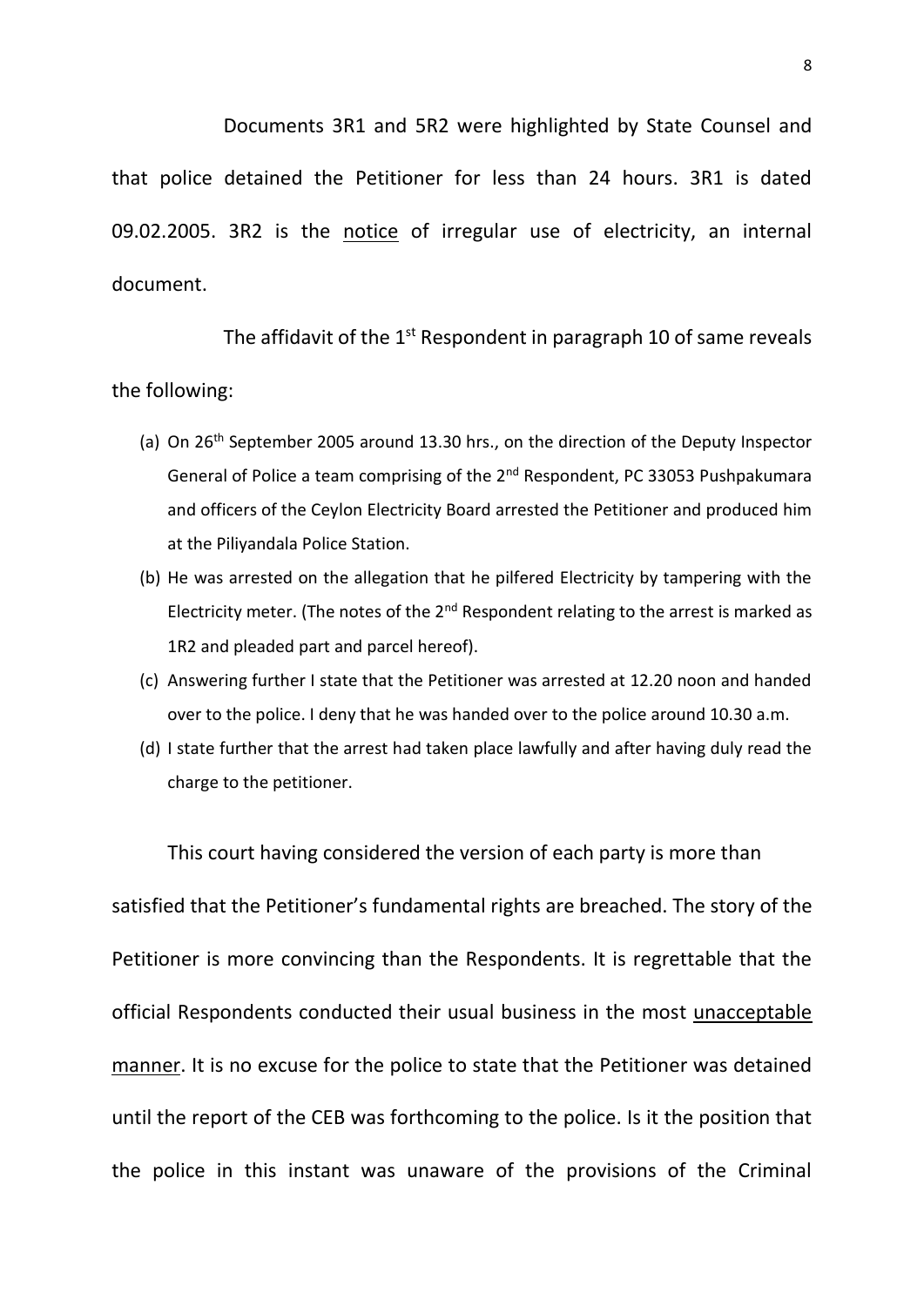Documents 3R1 and 5R2 were highlighted by State Counsel and that police detained the Petitioner for less than 24 hours. 3R1 is dated 09.02.2005. 3R2 is the <u>notice</u> of irregular use of electricity, an internal document.

The affidavit of the 1st Respondent in paragraph 10 of same reveals the following:

(a) On 26th September 2005 around 13.30 hrs., on the direction of the Deputy Inspector General of Police a team comprising of the 2nd Respondent, PC 33053 Pushpakumara and officers of the Ceylon Electricity Board arrested the Petitioner and produced him at the Piliyandala Police Station.

(b) He was arrested on the allegation that he pilfered Electricity by tampering with the Electricity meter. (The notes of the 2nd Respondent relating to the arrest is marked as 1R2 and pleaded part and parcel hereof).

(c) Answering further I state that the Petitioner was arrested at 12.20 noon and handed over to the police. I deny that he was handed over to the police around 10.30 a.m.

(d) I state further that the arrest had taken place lawfully and after having duly read the charge to the petitioner.

This court having considered the version of each party is more than satisfied that the Petitioner's fundamental rights are breached. The story of the Petitioner is more convincing than the Respondents. It is regrettable that the official Respondents conducted their usual business in the most <u>unacceptable manner</u>. It is no excuse for the police to state that the Petitioner was detained until the report of the CEB was forthcoming to the police. Is it the position that the police in this instant was unaware of the provisions of the Criminal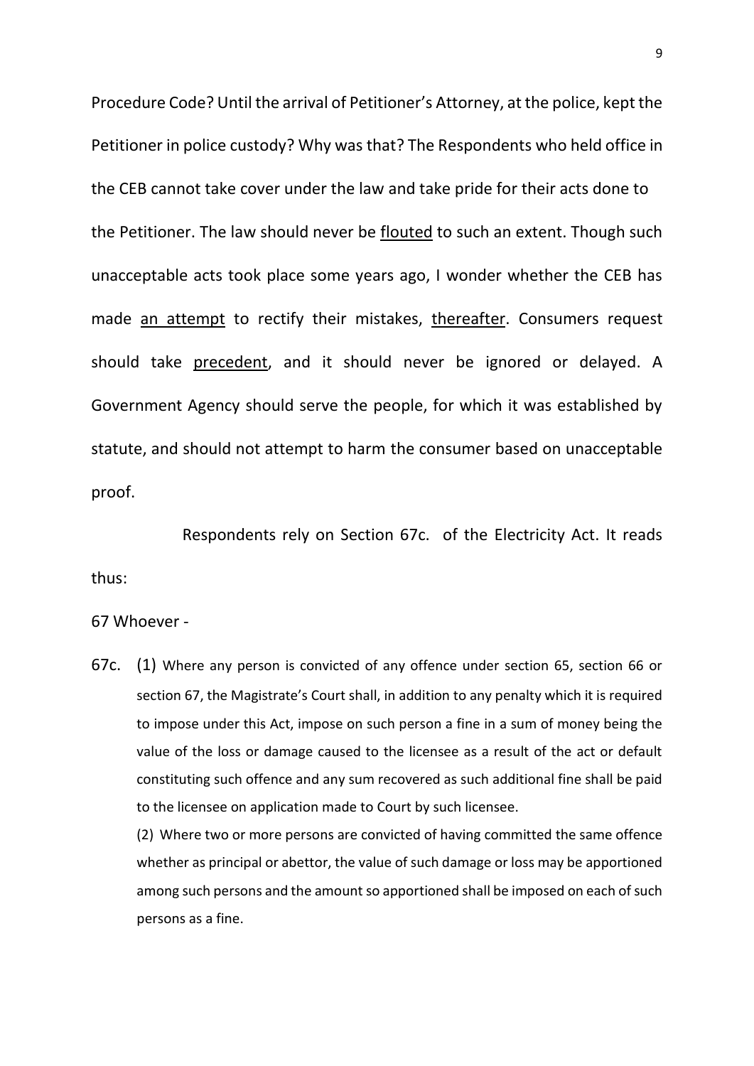Procedure Code? Until the arrival of Petitioner's Attorney, at the police, kept the Petitioner in police custody? Why was that? The Respondents who held office in the CEB cannot take cover under the law and take pride for their acts done to the Petitioner. The law should never be <u>flouted</u> to such an extent. Though such unacceptable acts took place some years ago, I wonder whether the CEB has made <u>an attempt</u> to rectify their mistakes, <u>thereafter</u>. Consumers request should take <u>precedent</u>, and it should never be ignored or delayed. A Government Agency should serve the people, for which it was established by statute, and should not attempt to harm the consumer based on unacceptable proof.

Respondents rely on Section 67c. of the Electricity Act. It reads thus:

67 Whoever -

67c. (1) Where any person is convicted of any offence under section 65, section 66 or section 67, the Magistrate's Court shall, in addition to any penalty which it is required to impose under this Act, impose on such person a fine in a sum of money being the value of the loss or damage caused to the licensee as a result of the act or default constituting such offence and any sum recovered as such additional fine shall be paid to the licensee on application made to Court by such licensee.

(2) Where two or more persons are convicted of having committed the same offence whether as principal or abettor, the value of such damage or loss may be apportioned among such persons and the amount so apportioned shall be imposed on each of such persons as a fine.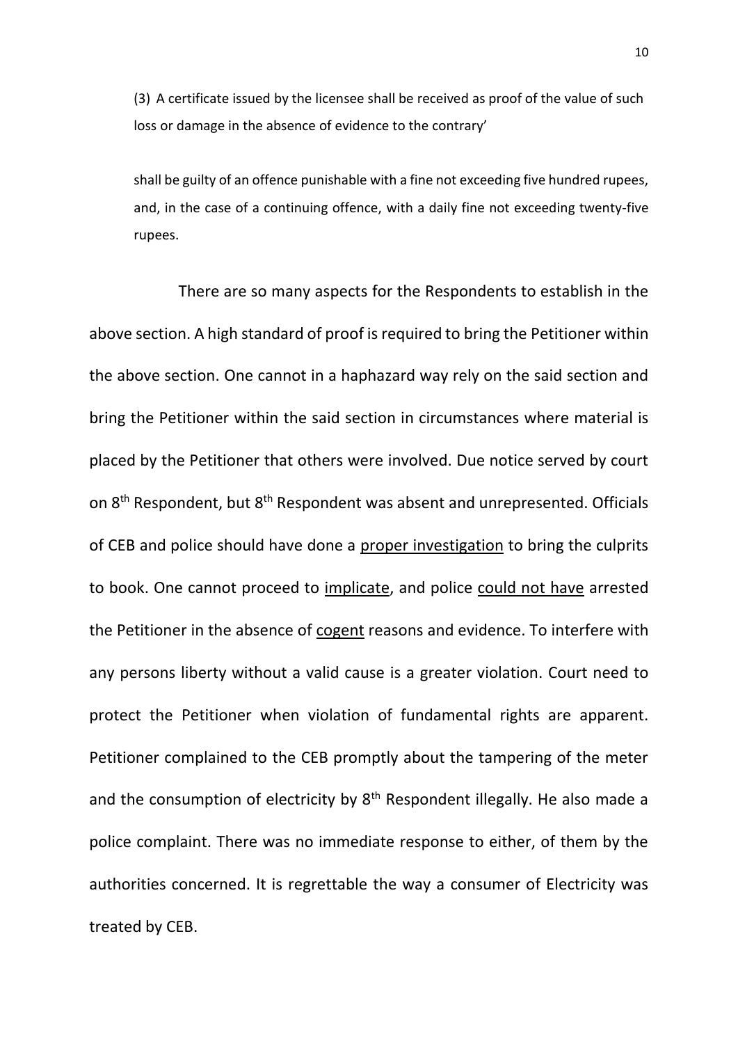(3) A certificate issued by the licensee shall be received as proof of the value of such loss or damage in the absence of evidence to the contrary'

shall be guilty of an offence punishable with a fine not exceeding five hundred rupees, and, in the case of a continuing offence, with a daily fine not exceeding twenty-five rupees.

There are so many aspects for the Respondents to establish in the above section. A high standard of proof is required to bring the Petitioner within the above section. One cannot in a haphazard way rely on the said section and bring the Petitioner within the said section in circumstances where material is placed by the Petitioner that others were involved. Due notice served by court on 8th Respondent, but 8th Respondent was absent and unrepresented. Officials of CEB and police should have done a <u>proper investigation</u> to bring the culprits to book. One cannot proceed to <u>implicate</u>, and police <u>could not have</u> arrested the Petitioner in the absence of <u>cogent</u> reasons and evidence. To interfere with any persons liberty without a valid cause is a greater violation. Court need to protect the Petitioner when violation of fundamental rights are apparent. Petitioner complained to the CEB promptly about the tampering of the meter and the consumption of electricity by 8th Respondent illegally. He also made a police complaint. There was no immediate response to either, of them by the authorities concerned. It is regrettable the way a consumer of Electricity was treated by CEB.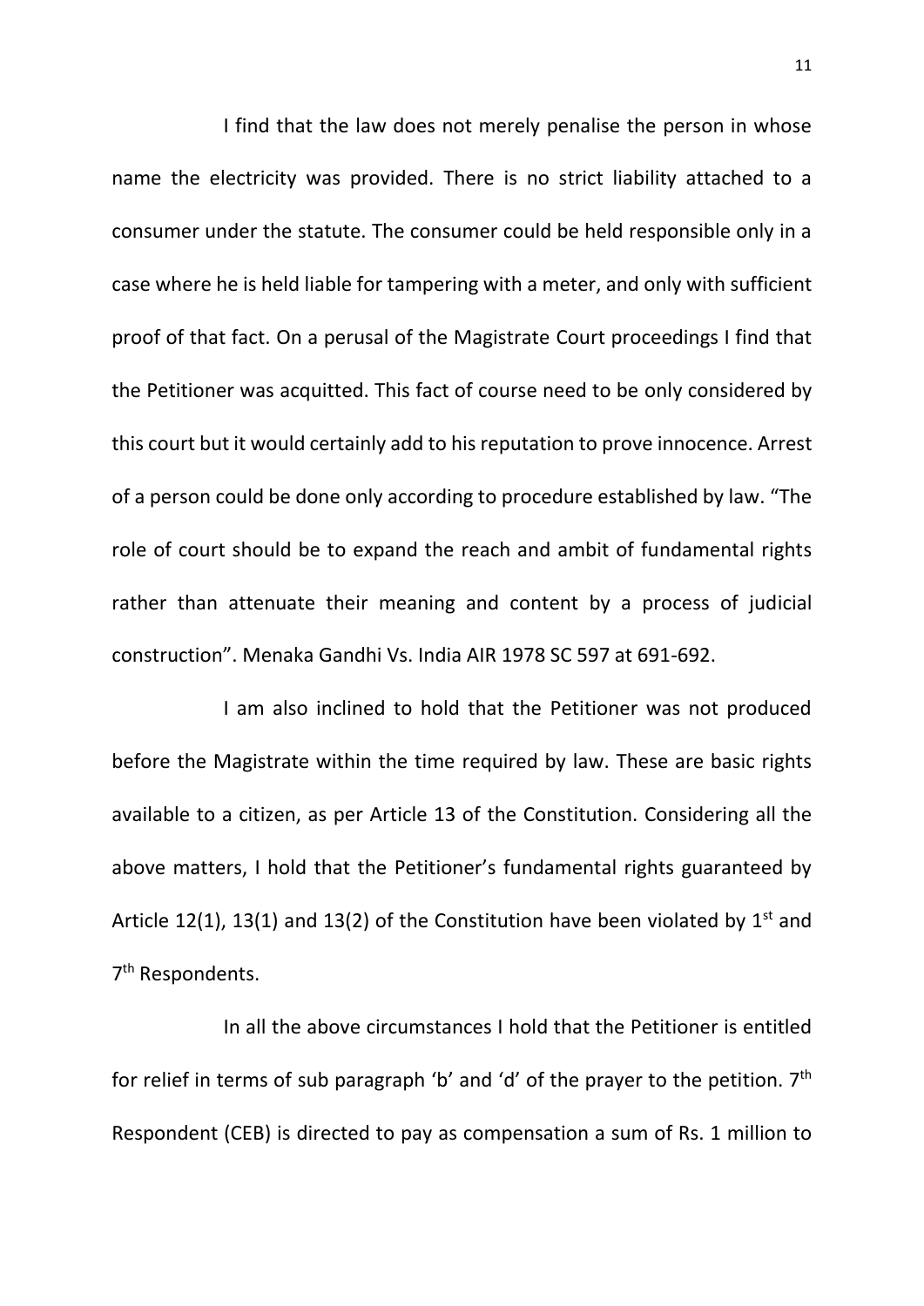I find that the law does not merely penalise the person in whose name the electricity was provided. There is no strict liability attached to a consumer under the statute. The consumer could be held responsible only in a case where he is held liable for tampering with a meter, and only with sufficient proof of that fact. On a perusal of the Magistrate Court proceedings I find that the Petitioner was acquitted. This fact of course need to be only considered by this court but it would certainly add to his reputation to prove innocence. Arrest of a person could be done only according to procedure established by law. "The role of court should be to expand the reach and ambit of fundamental rights rather than attenuate their meaning and content by a process of judicial construction". Menaka Gandhi Vs. India AIR 1978 SC 597 at 691-692.

I am also inclined to hold that the Petitioner was not produced before the Magistrate within the time required by law. These are basic rights available to a citizen, as per Article 13 of the Constitution. Considering all the above matters, I hold that the Petitioner's fundamental rights guaranteed by Article 12(1), 13(1) and 13(2) of the Constitution have been violated by 1st and 7th Respondents.

In all the above circumstances I hold that the Petitioner is entitled for relief in terms of sub paragraph 'b' and 'd' of the prayer to the petition. 7th Respondent (CEB) is directed to pay as compensation a sum of Rs. 1 million to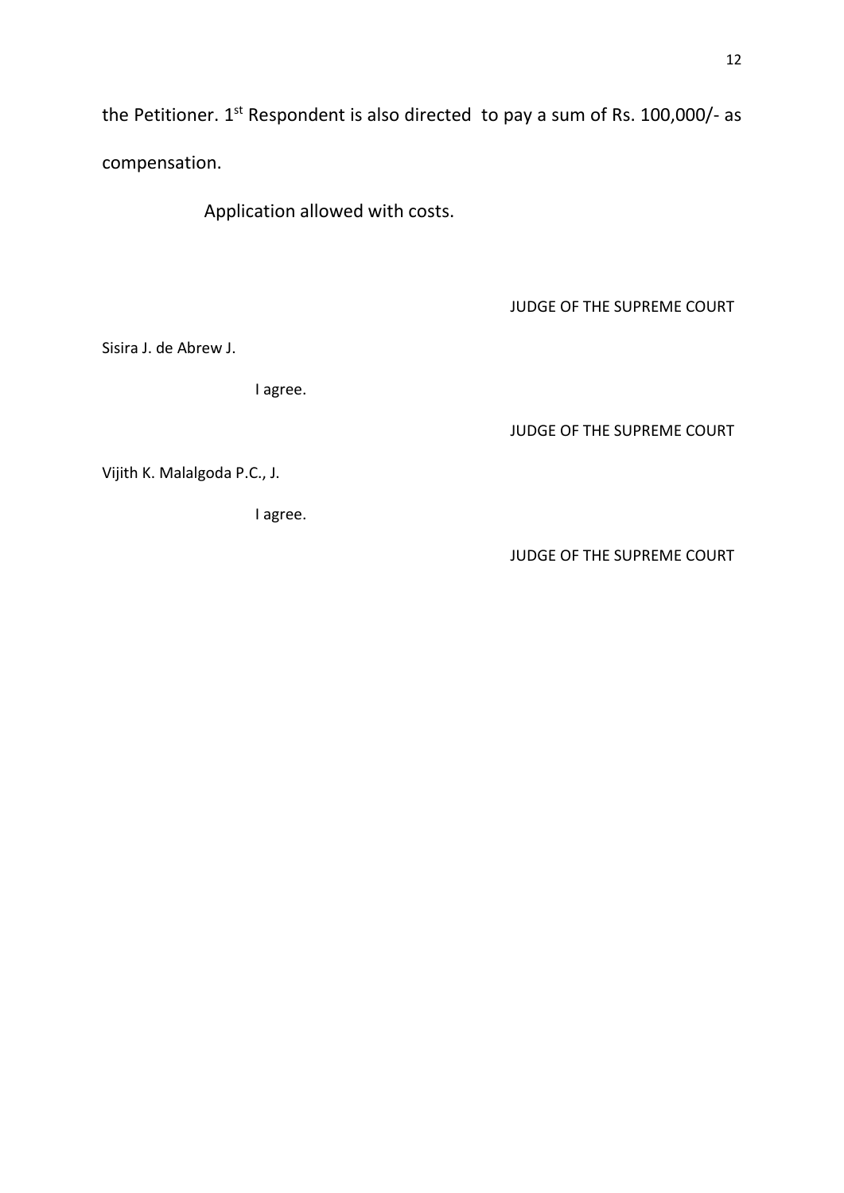the Petitioner. 1st Respondent is also directed to pay a sum of Rs. 100,000/- as compensation.

Application allowed with costs.

JUDGE OF THE SUPREME COURT

Sisira J. de Abrew J.

I agree.

JUDGE OF THE SUPREME COURT

Vijith K. Malalgoda P.C., J.

I agree.

JUDGE OF THE SUPREME COURT